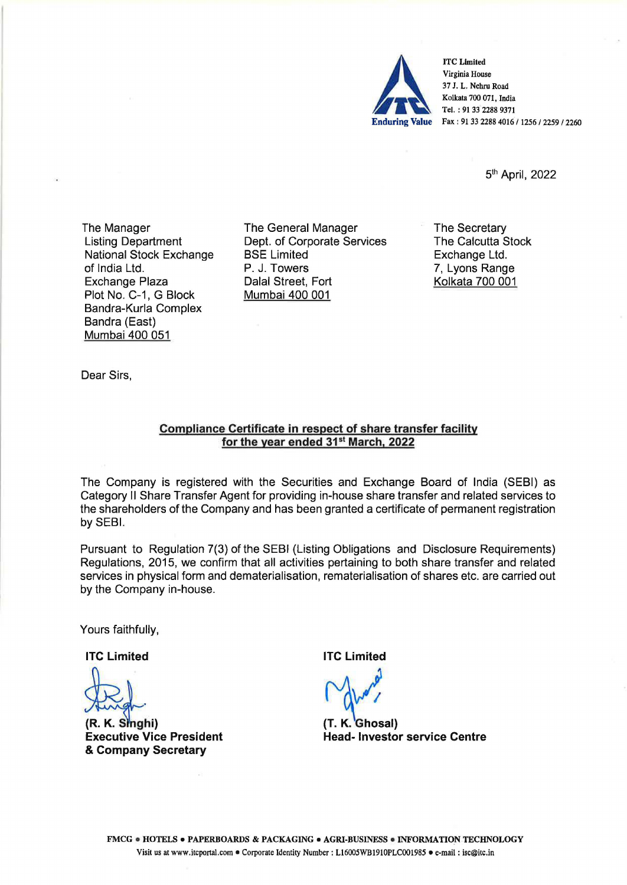ITC Limited
Virginia House
37 J. L. Nehru Road
Kolkata 700 071, India
Tel. : 91 33 2288 9371
Fax : 91 33 2288 4016 / 1256 / 2259 / 2260

Enduring Value

5th April, 2022

The Manager
Listing Department
National Stock Exchange of India Ltd.
Exchange Plaza
Plot No. C-1, G Block
Bandra-Kurla Complex
Bandra (East)
Mumbai 400 051

The General Manager
Dept. of Corporate Services
BSE Limited
P. J. Towers
Dalal Street, Fort
Mumbai 400 001

The Secretary
The Calcutta Stock Exchange Ltd.
7, Lyons Range
Kolkata 700 001

Dear Sirs,

**Compliance Certificate in respect of share transfer facility for the year ended 31st March, 2022**

The Company is registered with the Securities and Exchange Board of India (SEBI) as Category II Share Transfer Agent for providing in-house share transfer and related services to the shareholders of the Company and has been granted a certificate of permanent registration by SEBI.

Pursuant to Regulation 7(3) of the SEBI (Listing Obligations and Disclosure Requirements) Regulations, 2015, we confirm that all activities pertaining to both share transfer and related services in physical form and dematerialisation, rematerialisation of shares etc. are carried out by the Company in-house.

Yours faithfully,

**ITC Limited**

**(R. K. Singhi)**
**Executive Vice President**
**& Company Secretary**

**ITC Limited**

**(T. K. Ghosal)**
**Head- Investor service Centre**

FMCG • HOTELS • PAPERBOARDS & PACKAGING • AGRI-BUSINESS • INFORMATION TECHNOLOGY
Visit us at www.itcportal.com • Corporate Identity Number : L16005WB1910PLC001985 • e-mail : isc@itc.in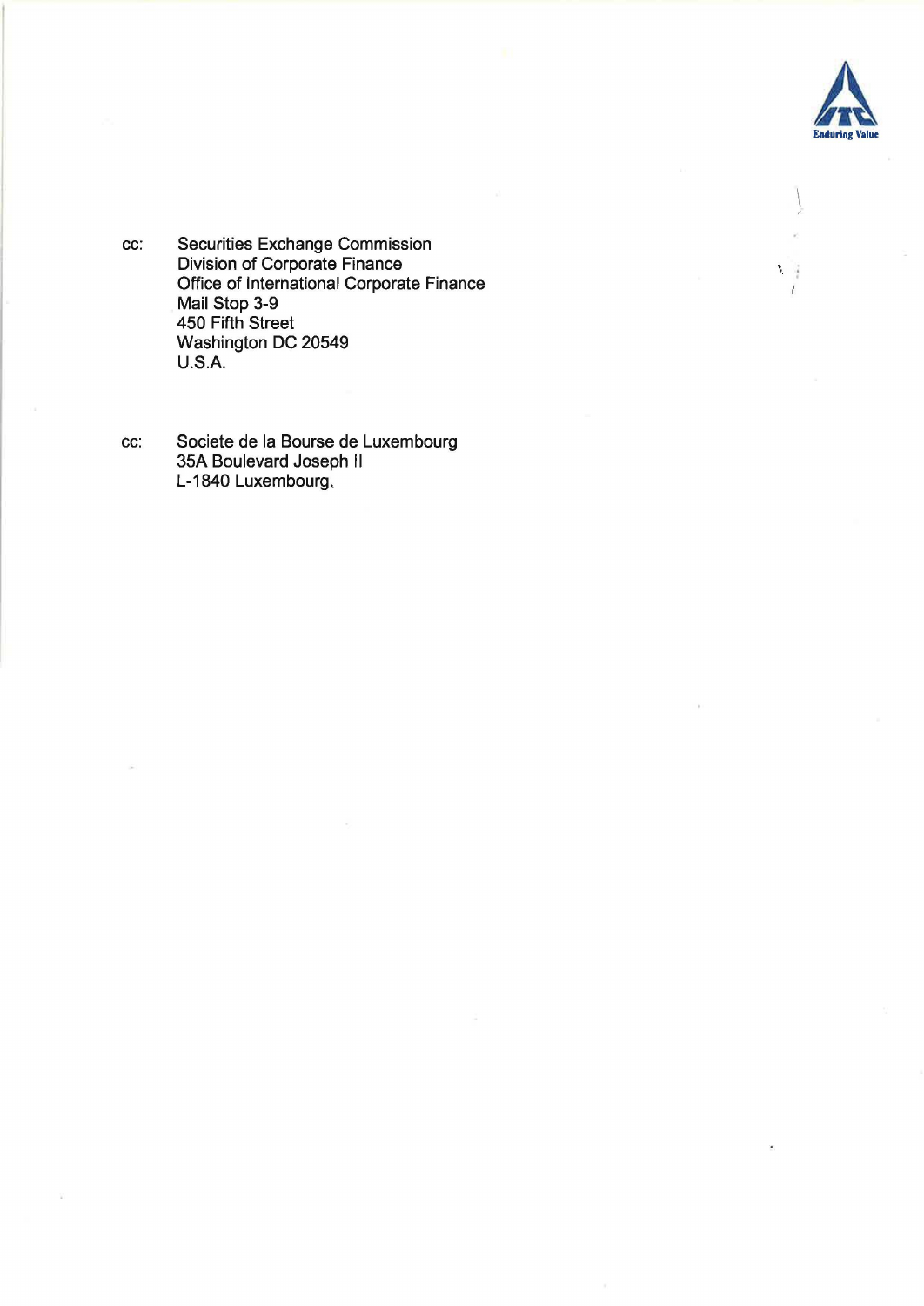cc: Securities Exchange Commission
Division of Corporate Finance
Office of International Corporate Finance
Mail Stop 3-9
450 Fifth Street
Washington DC 20549
U.S.A.

cc: Societe de la Bourse de Luxembourg
35A Boulevard Joseph II
L-1840 Luxembourg.